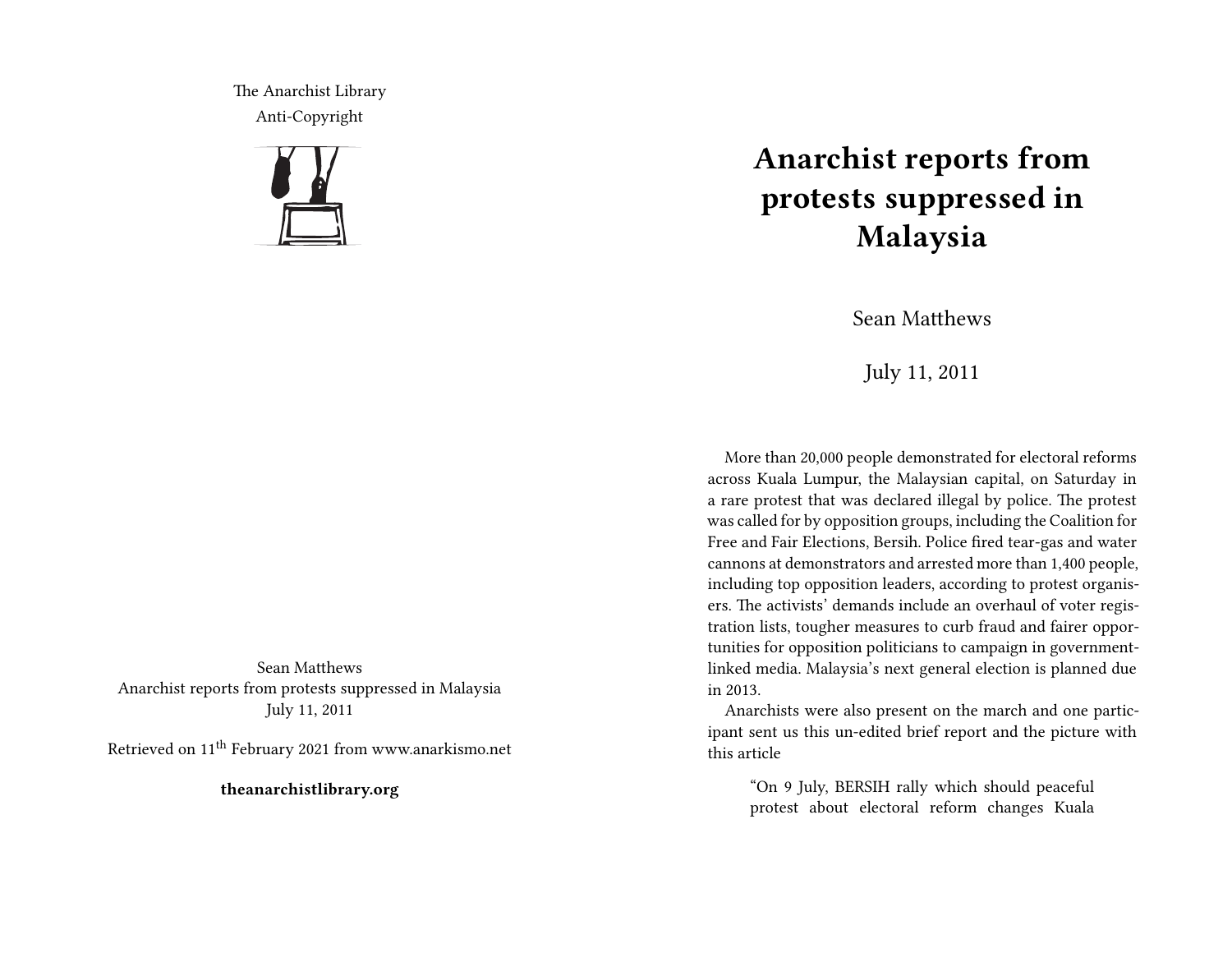The Anarchist Library
Anti-Copyright

Sean Matthews
Anarchist reports from protests suppressed in Malaysia
July 11, 2011

Retrieved on 11th February 2021 from www.anarkismo.net

**theanarchistlibrary.org**

# Anarchist reports from protests suppressed in Malaysia

Sean Matthews

July 11, 2011

More than 20,000 people demonstrated for electoral reforms across Kuala Lumpur, the Malaysian capital, on Saturday in a rare protest that was declared illegal by police. The protest was called for by opposition groups, including the Coalition for Free and Fair Elections, Bersih. Police fired tear-gas and water cannons at demonstrators and arrested more than 1,400 people, including top opposition leaders, according to protest organisers. The activists' demands include an overhaul of voter registration lists, tougher measures to curb fraud and fairer opportunities for opposition politicians to campaign in government-linked media. Malaysia's next general election is planned due in 2013.

Anarchists were also present on the march and one participant sent us this un-edited brief report and the picture with this article

> "On 9 July, BERSIH rally which should peaceful protest about electoral reform changes Kuala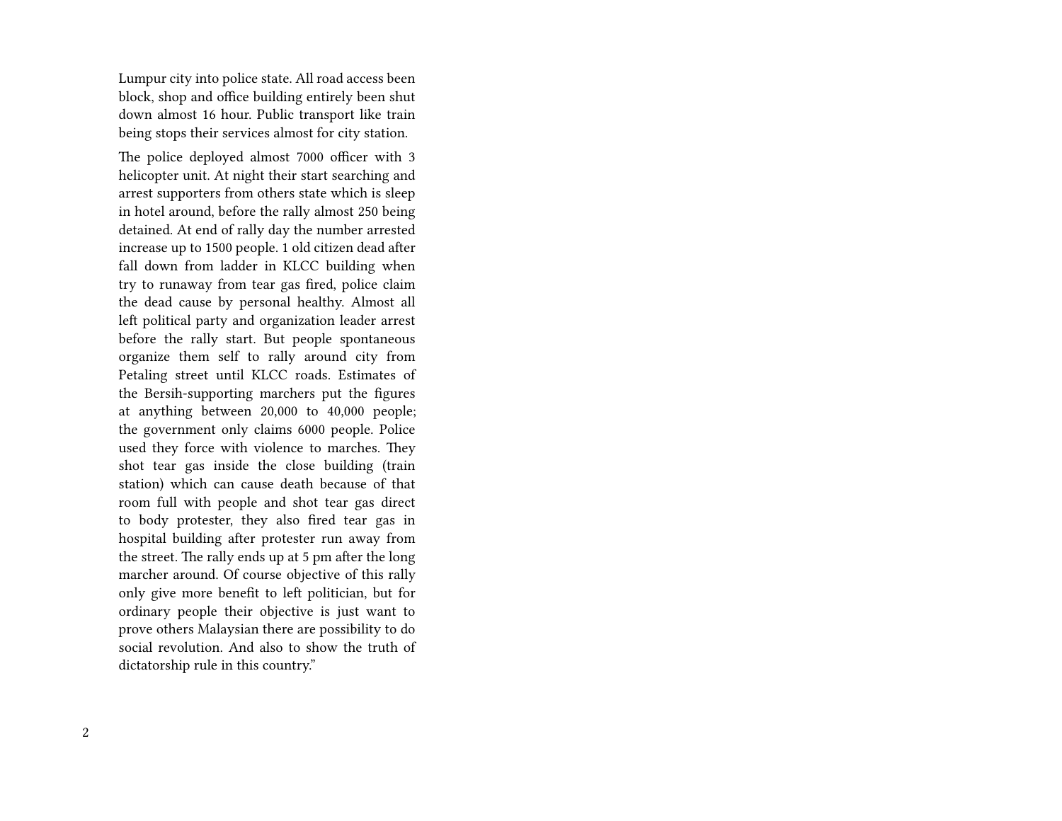Lumpur city into police state. All road access been block, shop and office building entirely been shut down almost 16 hour. Public transport like train being stops their services almost for city station.

The police deployed almost 7000 officer with 3 helicopter unit. At night their start searching and arrest supporters from others state which is sleep in hotel around, before the rally almost 250 being detained. At end of rally day the number arrested increase up to 1500 people. 1 old citizen dead after fall down from ladder in KLCC building when try to runaway from tear gas fired, police claim the dead cause by personal healthy. Almost all left political party and organization leader arrest before the rally start. But people spontaneous organize them self to rally around city from Petaling street until KLCC roads. Estimates of the Bersih-supporting marchers put the figures at anything between 20,000 to 40,000 people; the government only claims 6000 people. Police used they force with violence to marches. They shot tear gas inside the close building (train station) which can cause death because of that room full with people and shot tear gas direct to body protester, they also fired tear gas in hospital building after protester run away from the street. The rally ends up at 5 pm after the long marcher around. Of course objective of this rally only give more benefit to left politician, but for ordinary people their objective is just want to prove others Malaysian there are possibility to do social revolution. And also to show the truth of dictatorship rule in this country."